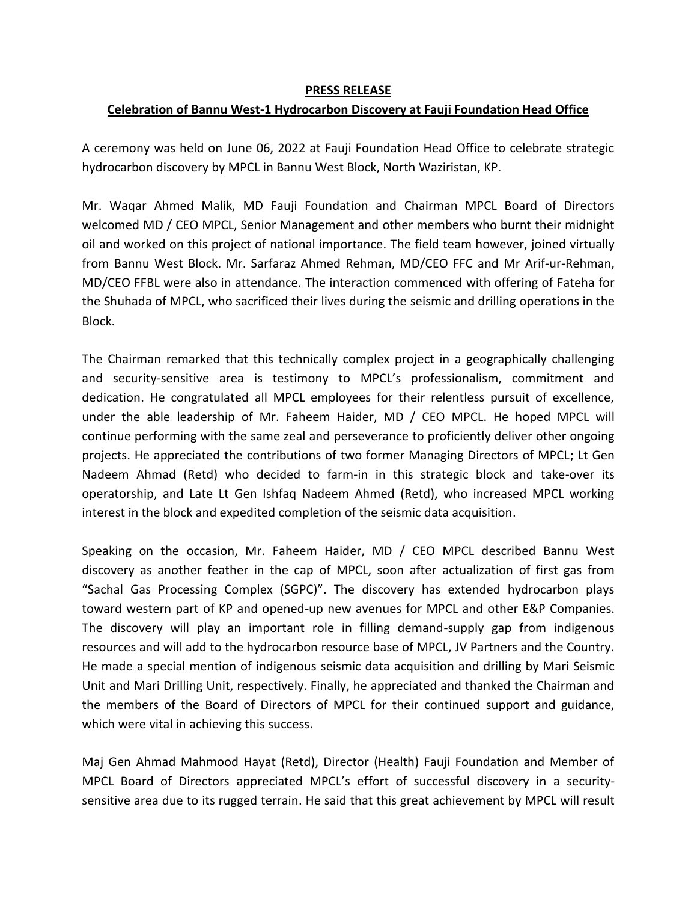**PRESS RELEASE**

**Celebration of Bannu West-1 Hydrocarbon Discovery at Fauji Foundation Head Office**

A ceremony was held on June 06, 2022 at Fauji Foundation Head Office to celebrate strategic hydrocarbon discovery by MPCL in Bannu West Block, North Waziristan, KP.

Mr. Waqar Ahmed Malik, MD Fauji Foundation and Chairman MPCL Board of Directors welcomed MD / CEO MPCL, Senior Management and other members who burnt their midnight oil and worked on this project of national importance. The field team however, joined virtually from Bannu West Block. Mr. Sarfaraz Ahmed Rehman, MD/CEO FFC and Mr Arif-ur-Rehman, MD/CEO FFBL were also in attendance. The interaction commenced with offering of Fateha for the Shuhada of MPCL, who sacrificed their lives during the seismic and drilling operations in the Block.

The Chairman remarked that this technically complex project in a geographically challenging and security-sensitive area is testimony to MPCL's professionalism, commitment and dedication. He congratulated all MPCL employees for their relentless pursuit of excellence, under the able leadership of Mr. Faheem Haider, MD / CEO MPCL. He hoped MPCL will continue performing with the same zeal and perseverance to proficiently deliver other ongoing projects. He appreciated the contributions of two former Managing Directors of MPCL; Lt Gen Nadeem Ahmad (Retd) who decided to farm-in in this strategic block and take-over its operatorship, and Late Lt Gen Ishfaq Nadeem Ahmed (Retd), who increased MPCL working interest in the block and expedited completion of the seismic data acquisition.

Speaking on the occasion, Mr. Faheem Haider, MD / CEO MPCL described Bannu West discovery as another feather in the cap of MPCL, soon after actualization of first gas from "Sachal Gas Processing Complex (SGPC)". The discovery has extended hydrocarbon plays toward western part of KP and opened-up new avenues for MPCL and other E&P Companies. The discovery will play an important role in filling demand-supply gap from indigenous resources and will add to the hydrocarbon resource base of MPCL, JV Partners and the Country. He made a special mention of indigenous seismic data acquisition and drilling by Mari Seismic Unit and Mari Drilling Unit, respectively. Finally, he appreciated and thanked the Chairman and the members of the Board of Directors of MPCL for their continued support and guidance, which were vital in achieving this success.

Maj Gen Ahmad Mahmood Hayat (Retd), Director (Health) Fauji Foundation and Member of MPCL Board of Directors appreciated MPCL's effort of successful discovery in a security-sensitive area due to its rugged terrain. He said that this great achievement by MPCL will result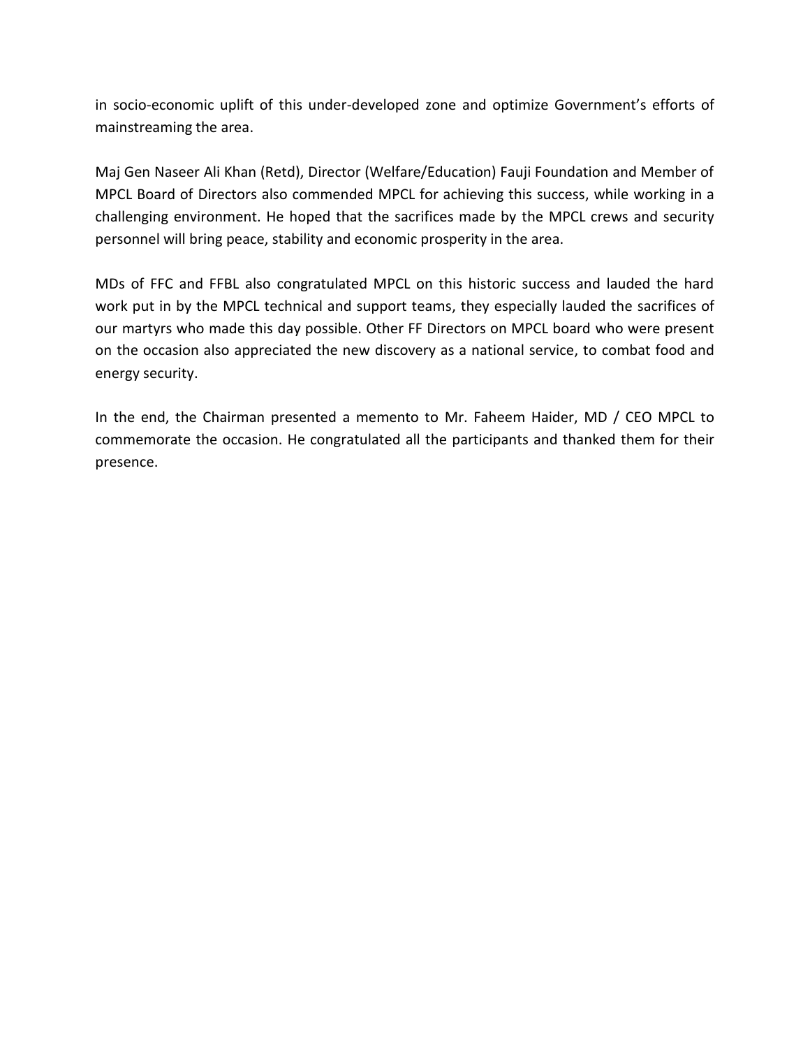in socio-economic uplift of this under-developed zone and optimize Government's efforts of mainstreaming the area.

Maj Gen Naseer Ali Khan (Retd), Director (Welfare/Education) Fauji Foundation and Member of MPCL Board of Directors also commended MPCL for achieving this success, while working in a challenging environment. He hoped that the sacrifices made by the MPCL crews and security personnel will bring peace, stability and economic prosperity in the area.

MDs of FFC and FFBL also congratulated MPCL on this historic success and lauded the hard work put in by the MPCL technical and support teams, they especially lauded the sacrifices of our martyrs who made this day possible. Other FF Directors on MPCL board who were present on the occasion also appreciated the new discovery as a national service, to combat food and energy security.

In the end, the Chairman presented a memento to Mr. Faheem Haider, MD / CEO MPCL to commemorate the occasion. He congratulated all the participants and thanked them for their presence.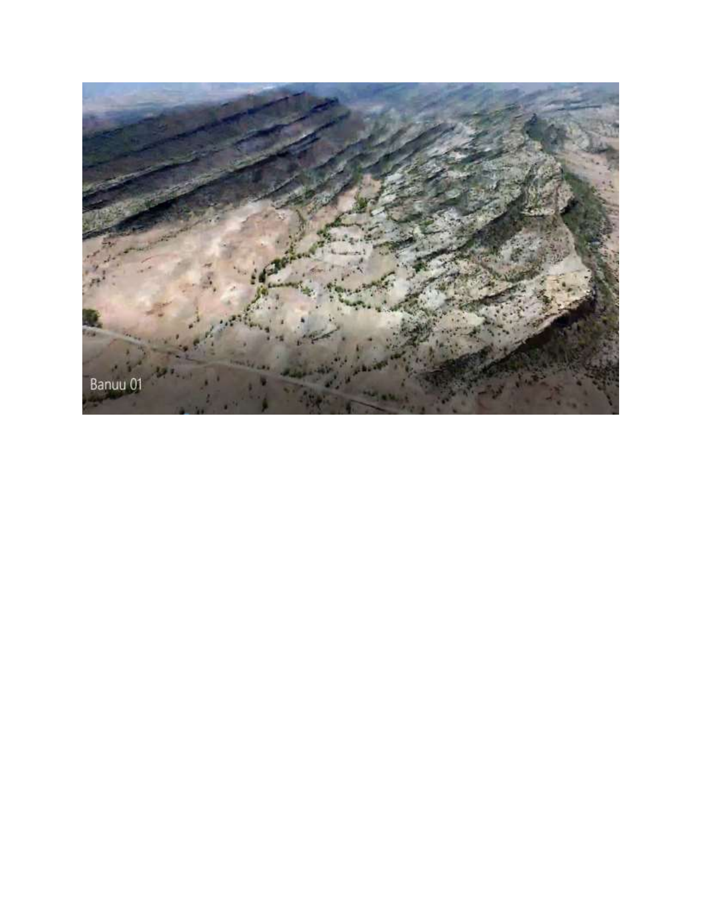Banuu 01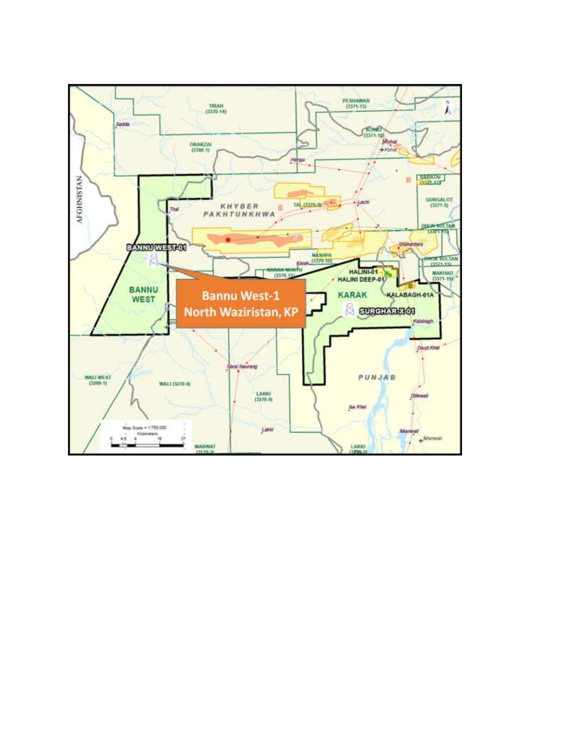Bannu West-1
North Waziristan, KP

AFGHANISTAN

TIRAH (3370-14)

PESHAWAR (3371-13)

KOHAT (3371-18)

ORAKZAI (3369-1)

Sadda

Hangu

Kohat

KHYBER PAKHTUNKHWA

Thal

TAL (3370-3)

Lachi

BARATAI (3371-17)

GURGALOT (3371-5)

DHOK SULTAN (3371-15)

BANNU WEST-01

BANNU WEST

NASHPA (3370-10)

Karak

KARAK NORTH (3370-15)

Shakardara

DHOK SULTAN (3371-15)

MAKHAD (3371-19)

HALINI-01

HALINI DEEP-01

KARAK

KALABAGH-01A

SURGHAR-X-01

Kalabagh

Daud Khel

Sarai Naurang

WALI WEST (3269-1)

WALI (3270-6)

LAKKI (3270-9)

PUNJAB

Dillewali

Isa Khel

Lakki

Mianwali

MARWAT (3170-2)

LAKKI (3270-9)

Map Scale = 1:750,000

Kilometers

0 4.5 9 18 27